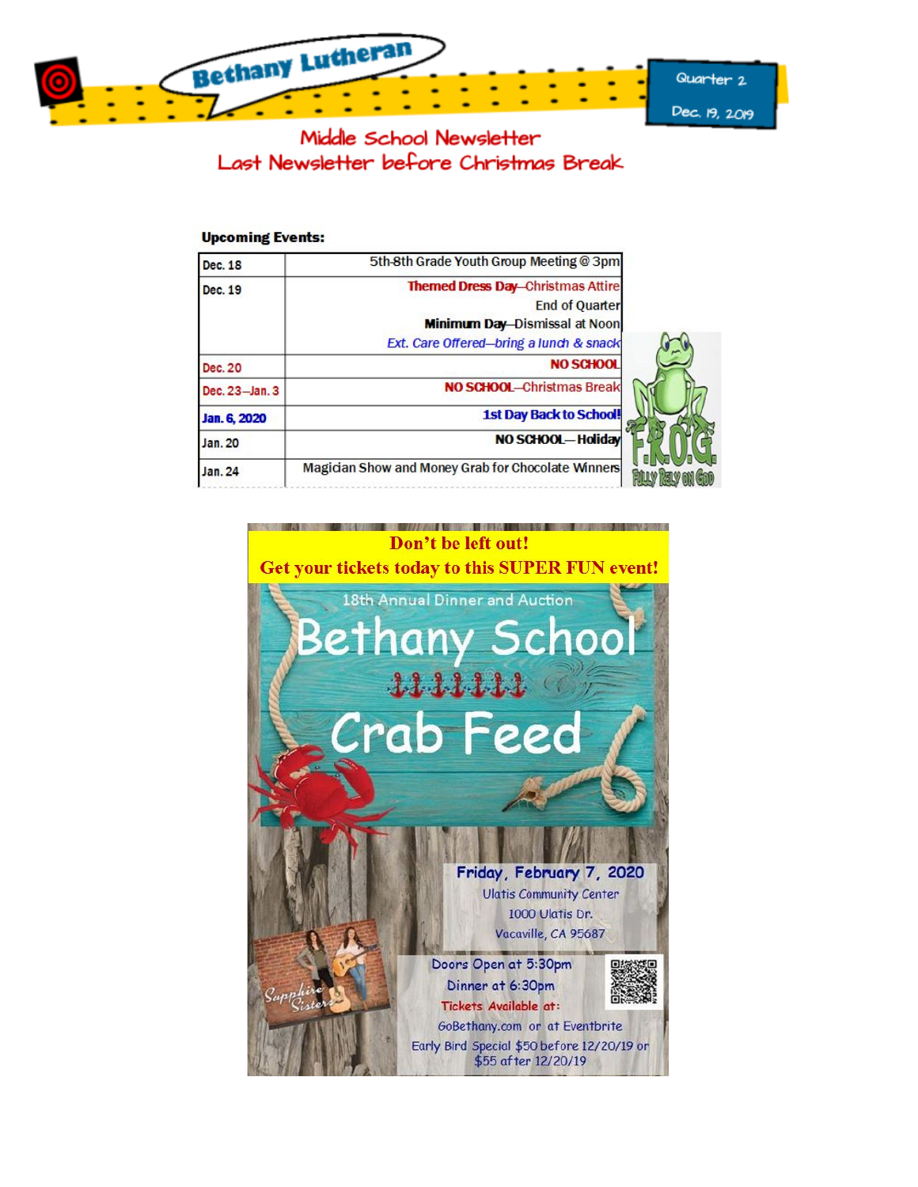# Bethany Lutheran

Quarter 2

Dec. 19, 2019

## Middle School Newsletter
## Last Newsletter before Christmas Break

**Upcoming Events:**

| Date | Event |
| --- | --- |
| Dec. 18 | 5th-8th Grade Youth Group Meeting @ 3pm |
| Dec. 19 | **Themed Dress Day**—Christmas Attire<br>End of Quarter<br>**Minimum Day**—Dismissal at Noon<br>*Ext. Care Offered—bring a lunch & snack* |
| Dec. 20 | **NO SCHOOL** |
| Dec. 23—Jan. 3 | **NO SCHOOL**—Christmas Break |
| **Jan. 6, 2020** | **1st Day Back to School!** |
| Jan. 20 | **NO SCHOOL**—Holiday |
| Jan. 24 | Magician Show and Money Grab for Chocolate Winners |

F.R.O.G. Fully Rely On God

**Don't be left out!**
**Get your tickets today to this SUPER FUN event!**

18th Annual Dinner and Auction

# Bethany School Crab Feed

**Friday, February 7, 2020**
Ulatis Community Center
1000 Ulatis Dr.
Vacaville, CA 95687

Doors Open at 5:30pm
Dinner at 6:30pm
Tickets Available at:
GoBethany.com or at Eventbrite
Early Bird Special $50 before 12/20/19 or $55 after 12/20/19

Sapphire Sisters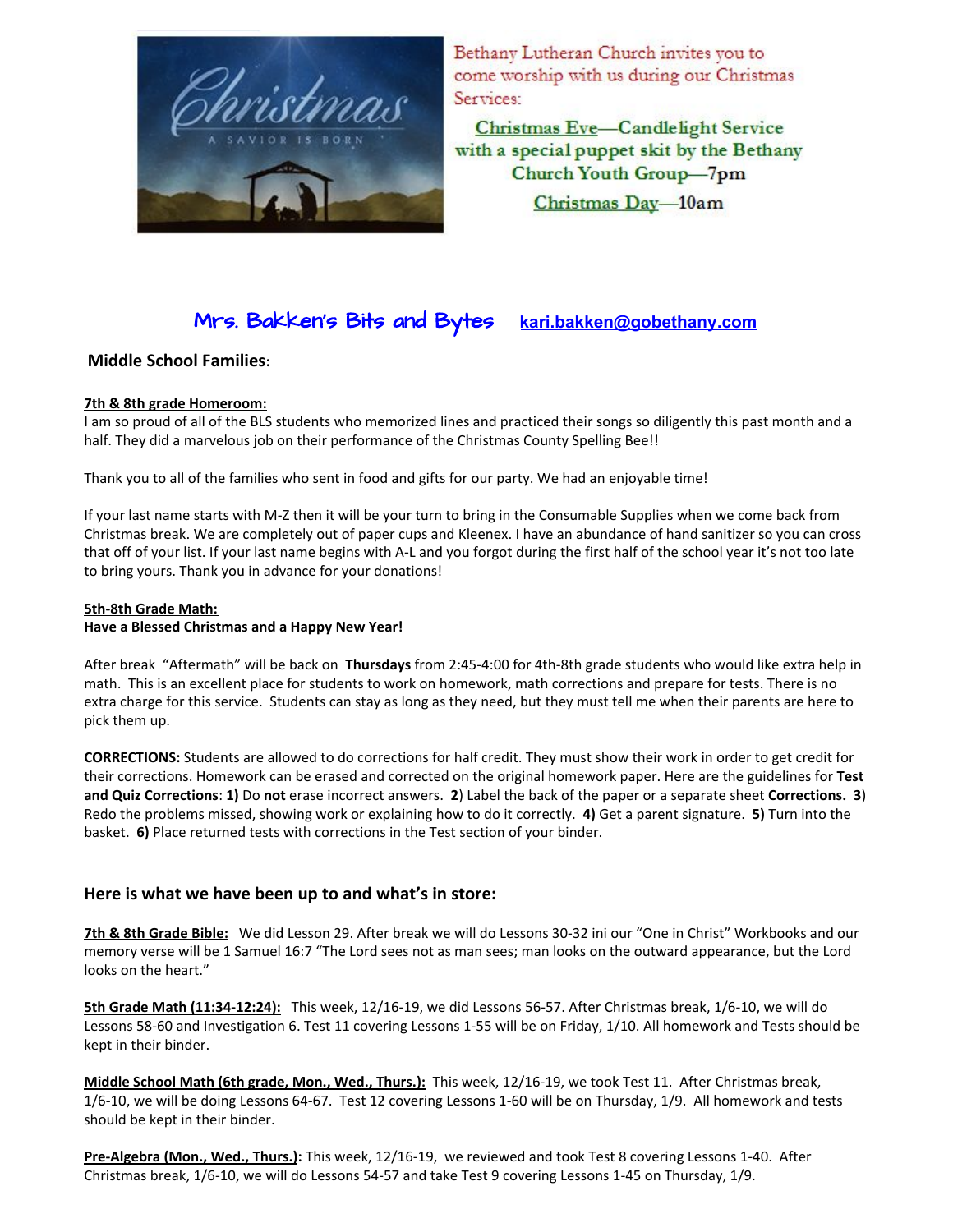Bethany Lutheran Church invites you to come worship with us during our Christmas Services:

Christmas Eve—Candlelight Service with a special puppet skit by the Bethany Church Youth Group—7pm

Christmas Day—10am

## Mrs. Bakken's Bits and Bytes kari.bakken@gobethany.com

### Middle School Families:

**7th & 8th grade Homeroom:**

I am so proud of all of the BLS students who memorized lines and practiced their songs so diligently this past month and a half. They did a marvelous job on their performance of the Christmas County Spelling Bee!!

Thank you to all of the families who sent in food and gifts for our party. We had an enjoyable time!

If your last name starts with M-Z then it will be your turn to bring in the Consumable Supplies when we come back from Christmas break. We are completely out of paper cups and Kleenex. I have an abundance of hand sanitizer so you can cross that off of your list. If your last name begins with A-L and you forgot during the first half of the school year it's not too late to bring yours. Thank you in advance for your donations!

**5th-8th Grade Math:**

**Have a Blessed Christmas and a Happy New Year!**

After break "Aftermath" will be back on **Thursdays** from 2:45-4:00 for 4th-8th grade students who would like extra help in math. This is an excellent place for students to work on homework, math corrections and prepare for tests. There is no extra charge for this service. Students can stay as long as they need, but they must tell me when their parents are here to pick them up.

**CORRECTIONS:** Students are allowed to do corrections for half credit. They must show their work in order to get credit for their corrections. Homework can be erased and corrected on the original homework paper. Here are the guidelines for **Test and Quiz Corrections**: **1)** Do **not** erase incorrect answers. **2**) Label the back of the paper or a separate sheet **Corrections.** **3**) Redo the problems missed, showing work or explaining how to do it correctly. **4)** Get a parent signature. **5)** Turn into the basket. **6)** Place returned tests with corrections in the Test section of your binder.

### Here is what we have been up to and what's in store:

**7th & 8th Grade Bible:** We did Lesson 29. After break we will do Lessons 30-32 ini our "One in Christ" Workbooks and our memory verse will be 1 Samuel 16:7 "The Lord sees not as man sees; man looks on the outward appearance, but the Lord looks on the heart."

**5th Grade Math (11:34-12:24):** This week, 12/16-19, we did Lessons 56-57. After Christmas break, 1/6-10, we will do Lessons 58-60 and Investigation 6. Test 11 covering Lessons 1-55 will be on Friday, 1/10. All homework and Tests should be kept in their binder.

**Middle School Math (6th grade, Mon., Wed., Thurs.):** This week, 12/16-19, we took Test 11. After Christmas break, 1/6-10, we will be doing Lessons 64-67. Test 12 covering Lessons 1-60 will be on Thursday, 1/9. All homework and tests should be kept in their binder.

**Pre-Algebra (Mon., Wed., Thurs.):** This week, 12/16-19, we reviewed and took Test 8 covering Lessons 1-40. After Christmas break, 1/6-10, we will do Lessons 54-57 and take Test 9 covering Lessons 1-45 on Thursday, 1/9.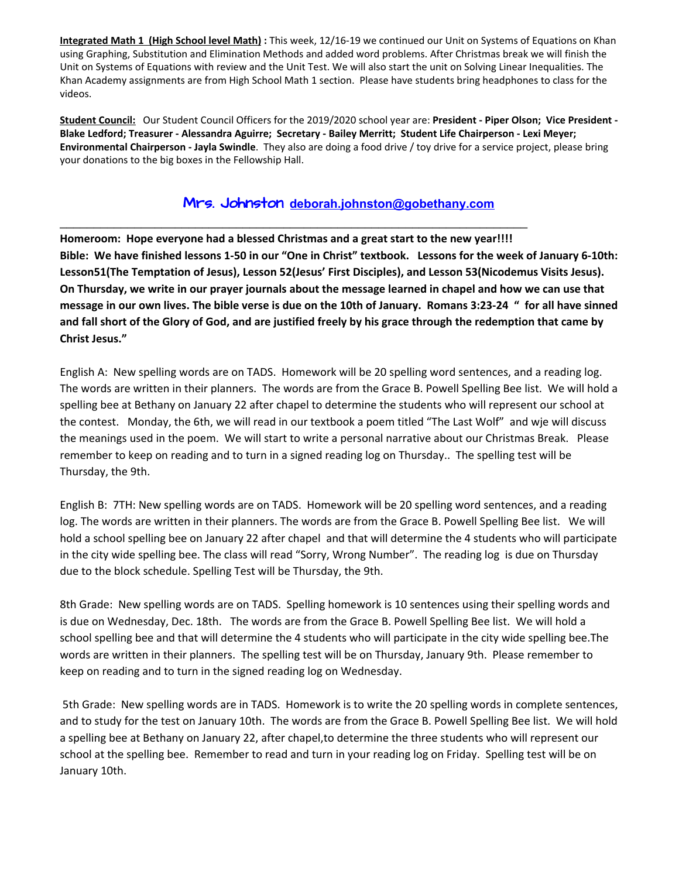**<u>Integrated Math 1 (High School level Math)</u> :** This week, 12/16-19 we continued our Unit on Systems of Equations on Khan using Graphing, Substitution and Elimination Methods and added word problems. After Christmas break we will finish the Unit on Systems of Equations with review and the Unit Test. We will also start the unit on Solving Linear Inequalities. The Khan Academy assignments are from High School Math 1 section. Please have students bring headphones to class for the videos.

**<u>Student Council:</u>** Our Student Council Officers for the 2019/2020 school year are: **President - Piper Olson; Vice President - Blake Ledford; Treasurer - Alessandra Aguirre; Secretary - Bailey Merritt; Student Life Chairperson - Lexi Meyer; Environmental Chairperson - Jayla Swindle**. They also are doing a food drive / toy drive for a service project, please bring your donations to the big boxes in the Fellowship Hall.

## Mrs. Johnston [deborah.johnston@gobethany.com](mailto:deborah.johnston@gobethany.com)

---

**Homeroom: Hope everyone had a blessed Christmas and a great start to the new year!!!!**
**Bible: We have finished lessons 1-50 in our "One in Christ" textbook. Lessons for the week of January 6-10th: Lesson51(The Temptation of Jesus), Lesson 52(Jesus' First Disciples), and Lesson 53(Nicodemus Visits Jesus). On Thursday, we write in our prayer journals about the message learned in chapel and how we can use that message in our own lives. The bible verse is due on the 10th of January. Romans 3:23-24 " for all have sinned and fall short of the Glory of God, and are justified freely by his grace through the redemption that came by Christ Jesus."**

English A: New spelling words are on TADS. Homework will be 20 spelling word sentences, and a reading log. The words are written in their planners. The words are from the Grace B. Powell Spelling Bee list. We will hold a spelling bee at Bethany on January 22 after chapel to determine the students who will represent our school at the contest. Monday, the 6th, we will read in our textbook a poem titled "The Last Wolf" and wje will discuss the meanings used in the poem. We will start to write a personal narrative about our Christmas Break. Please remember to keep on reading and to turn in a signed reading log on Thursday.. The spelling test will be Thursday, the 9th.

English B: 7TH: New spelling words are on TADS. Homework will be 20 spelling word sentences, and a reading log. The words are written in their planners. The words are from the Grace B. Powell Spelling Bee list. We will hold a school spelling bee on January 22 after chapel and that will determine the 4 students who will participate in the city wide spelling bee. The class will read "Sorry, Wrong Number". The reading log is due on Thursday due to the block schedule. Spelling Test will be Thursday, the 9th.

8th Grade: New spelling words are on TADS. Spelling homework is 10 sentences using their spelling words and is due on Wednesday, Dec. 18th. The words are from the Grace B. Powell Spelling Bee list. We will hold a school spelling bee and that will determine the 4 students who will participate in the city wide spelling bee.The words are written in their planners. The spelling test will be on Thursday, January 9th. Please remember to keep on reading and to turn in the signed reading log on Wednesday.

5th Grade: New spelling words are in TADS. Homework is to write the 20 spelling words in complete sentences, and to study for the test on January 10th. The words are from the Grace B. Powell Spelling Bee list. We will hold a spelling bee at Bethany on January 22, after chapel,to determine the three students who will represent our school at the spelling bee. Remember to read and turn in your reading log on Friday. Spelling test will be on January 10th.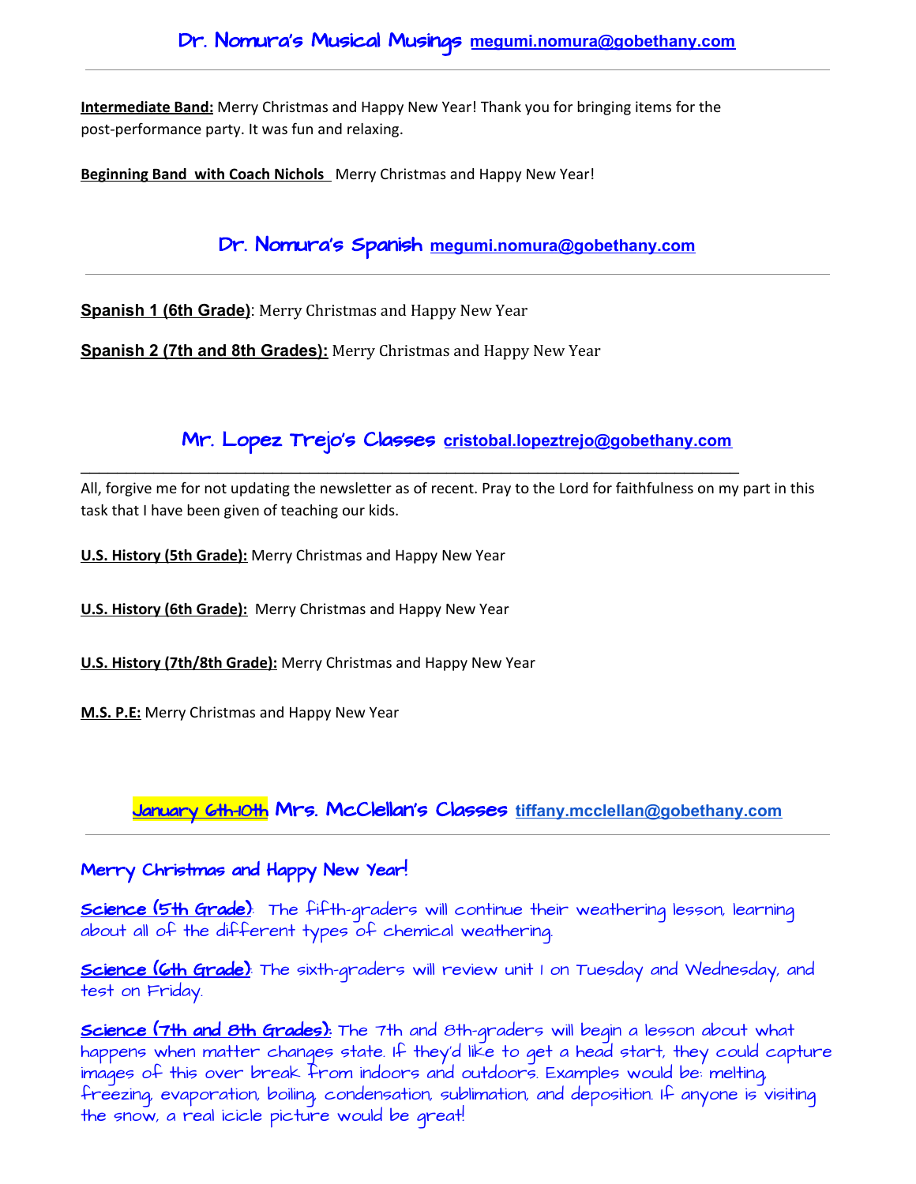## Dr. Nomura's Musical Musings megumi.nomura@gobethany.com

**Intermediate Band:** Merry Christmas and Happy New Year! Thank you for bringing items for the post-performance party. It was fun and relaxing.

**Beginning Band with Coach Nichols** Merry Christmas and Happy New Year!

## Dr. Nomura's Spanish megumi.nomura@gobethany.com

**Spanish 1 (6th Grade)**: Merry Christmas and Happy New Year

**Spanish 2 (7th and 8th Grades):** Merry Christmas and Happy New Year

## Mr. Lopez Trejo's Classes cristobal.lopeztrejo@gobethany.com

All, forgive me for not updating the newsletter as of recent. Pray to the Lord for faithfulness on my part in this task that I have been given of teaching our kids.

**U.S. History (5th Grade):** Merry Christmas and Happy New Year

**U.S. History (6th Grade):** Merry Christmas and Happy New Year

**U.S. History (7th/8th Grade):** Merry Christmas and Happy New Year

**M.S. P.E:** Merry Christmas and Happy New Year

## January 6th-10th Mrs. McClellan's Classes tiffany.mcclellan@gobethany.com

### Merry Christmas and Happy New Year!

**Science (5th Grade)**: The fifth-graders will continue their weathering lesson, learning about all of the different types of chemical weathering.

**Science (6th Grade)**: The sixth-graders will review unit 1 on Tuesday and Wednesday, and test on Friday.

**Science (7th and 8th Grades):** The 7th and 8th-graders will begin a lesson about what happens when matter changes state. If they'd like to get a head start, they could capture images of this over break from indoors and outdoors. Examples would be: melting, freezing, evaporation, boiling, condensation, sublimation, and deposition. If anyone is visiting the snow, a real icicle picture would be great!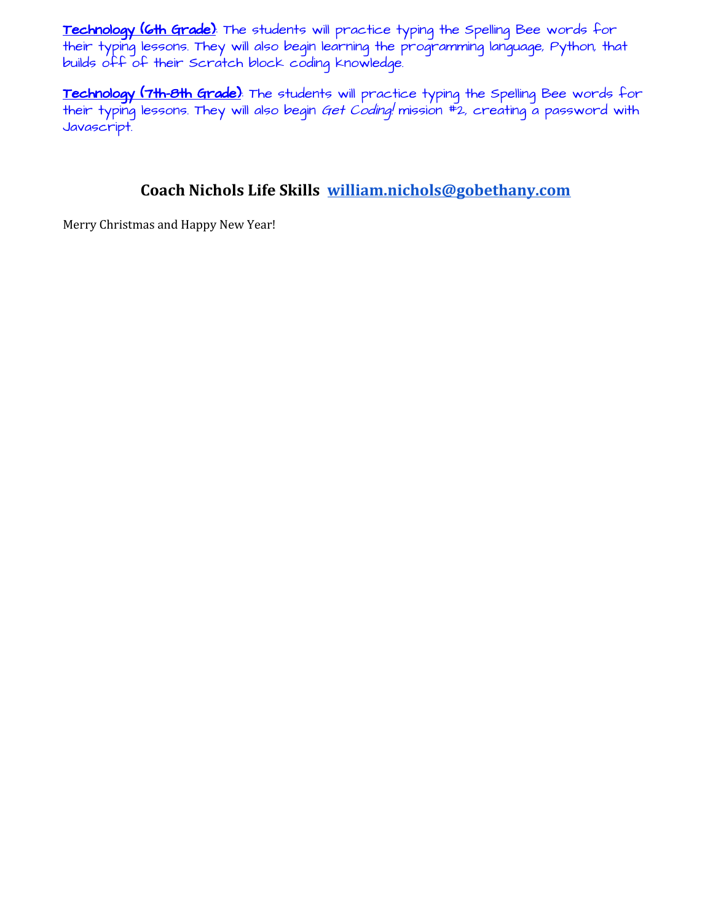**Technology (6th Grade)**: The students will practice typing the Spelling Bee words for their typing lessons. They will also begin learning the programming language, Python, that builds off of their Scratch block coding knowledge.

**Technology (7th-8th Grade)**: The students will practice typing the Spelling Bee words for their typing lessons. They will also begin *Get Coding!* mission #2, creating a password with Javascript.

## Coach Nichols Life Skills william.nichols@gobethany.com

Merry Christmas and Happy New Year!